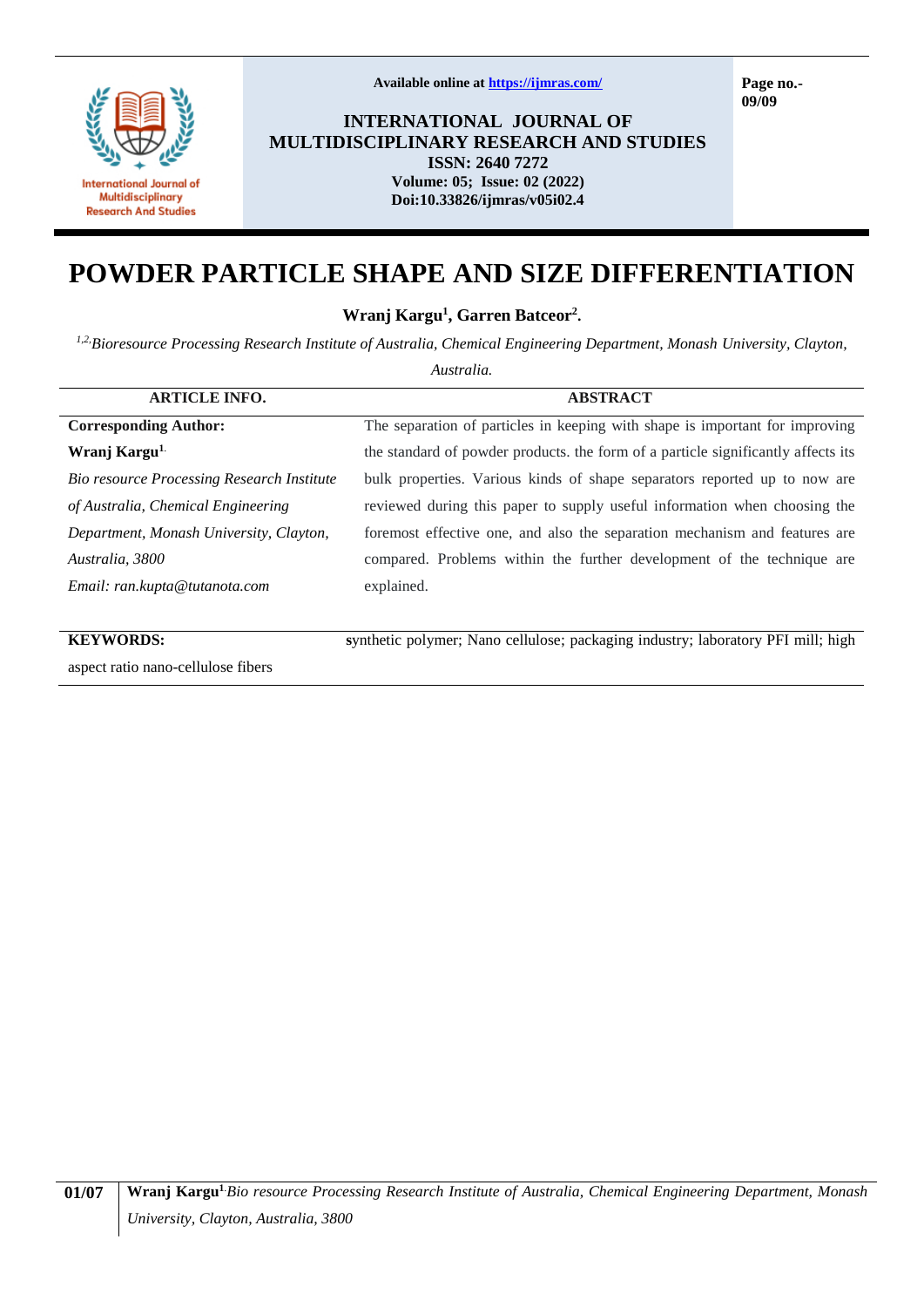Available online at https://ijmras.com/

**INTERNATIONAL JOURNAL OF MULTIDISCIPLINARY RESEARCH AND STUDIES**
**ISSN: 2640 7272**
**Volume: 05; Issue: 02 (2022)**
**Doi:10.33826/ijmras/v05i02.4**

# POWDER PARTICLE SHAPE AND SIZE DIFFERENTIATION

**Wranj Kargu[1], Garren Batceor[2].**

[1,2]*Bioresource Processing Research Institute of Australia, Chemical Engineering Department, Monash University, Clayton, Australia.*

| ARTICLE INFO. | ABSTRACT |
|---|---|
| **Corresponding Author:** **Wranj Kargu[1].** *Bio resource Processing Research Institute of Australia, Chemical Engineering Department, Monash University, Clayton, Australia, 3800* *Email: ran.kupta@tutanota.com* | The separation of particles in keeping with shape is important for improving the standard of powder products. the form of a particle significantly affects its bulk properties. Various kinds of shape separators reported up to now are reviewed during this paper to supply useful information when choosing the foremost effective one, and also the separation mechanism and features are compared. Problems within the further development of the technique are explained. |

**KEYWORDS:** synthetic polymer; Nano cellulose; packaging industry; laboratory PFI mill; high aspect ratio nano-cellulose fibers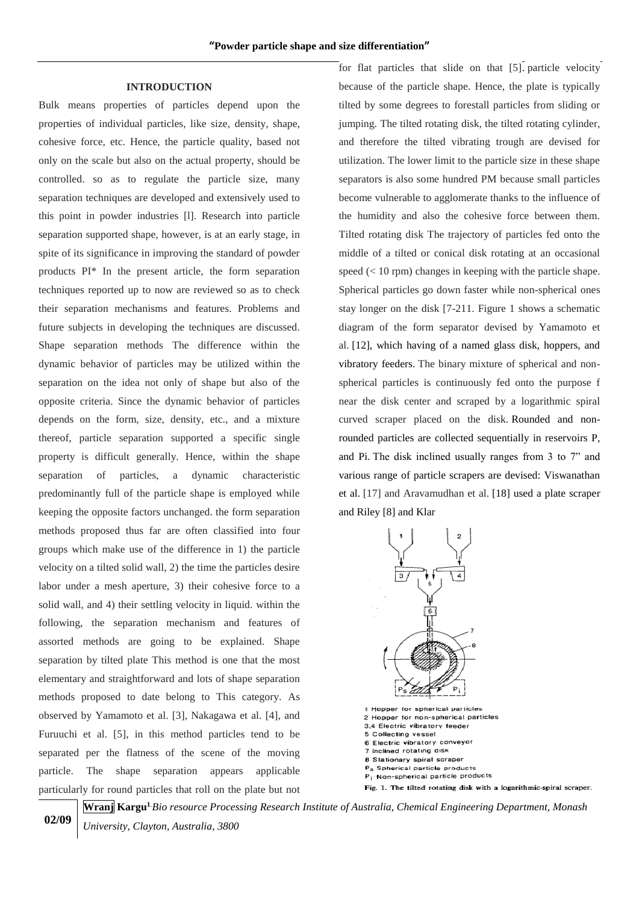## INTRODUCTION

Bulk means properties of particles depend upon the properties of individual particles, like size, density, shape, cohesive force, etc. Hence, the particle quality, based not only on the scale but also on the actual property, should be controlled. so as to regulate the particle size, many separation techniques are developed and extensively used to this point in powder industries [l]. Research into particle separation supported shape, however, is at an early stage, in spite of its significance in improving the standard of powder products PI* In the present article, the form separation techniques reported up to now are reviewed so as to check their separation mechanisms and features. Problems and future subjects in developing the techniques are discussed. Shape separation methods The difference within the dynamic behavior of particles may be utilized within the separation on the idea not only of shape but also of the opposite criteria. Since the dynamic behavior of particles depends on the form, size, density, etc., and a mixture thereof, particle separation supported a specific single property is difficult generally. Hence, within the shape separation of particles, a dynamic characteristic predominantly full of the particle shape is employed while keeping the opposite factors unchanged. the form separation methods proposed thus far are often classified into four groups which make use of the difference in 1) the particle velocity on a tilted solid wall, 2) the time the particles desire labor under a mesh aperture, 3) their cohesive force to a solid wall, and 4) their settling velocity in liquid. within the following, the separation mechanism and features of assorted methods are going to be explained. Shape separation by tilted plate This method is one that the most elementary and straightforward and lots of shape separation methods proposed to date belong to This category. As observed by Yamamoto et al. [3], Nakagawa et al. [4], and Furuuchi et al. [5], in this method particles tend to be separated per the flatness of the scene of the moving particle. The shape separation appears applicable particularly for round particles that roll on the plate but not for flat particles that slide on that [5]. particle velocity because of the particle shape. Hence, the plate is typically tilted by some degrees to forestall particles from sliding or jumping. The tilted rotating disk, the tilted rotating cylinder, and therefore the tilted vibrating trough are devised for utilization. The lower limit to the particle size in these shape separators is also some hundred PM because small particles become vulnerable to agglomerate thanks to the influence of the humidity and also the cohesive force between them. Tilted rotating disk The trajectory of particles fed onto the middle of a tilted or conical disk rotating at an occasional speed (< 10 rpm) changes in keeping with the particle shape. Spherical particles go down faster while non-spherical ones stay longer on the disk [7-211. Figure 1 shows a schematic diagram of the form separator devised by Yamamoto et al. [12], which having of a named glass disk, hoppers, and vibratory feeders. The binary mixture of spherical and non-spherical particles is continuously fed onto the purpose f near the disk center and scraped by a logarithmic spiral curved scraper placed on the disk. Rounded and non-rounded particles are collected sequentially in reservoirs P, and Pi. The disk inclined usually ranges from 3 to 7" and various range of particle scrapers are devised: Viswanathan et al. [17] and Aravamudhan et al. [18] used a plate scraper and Riley [8] and Klar

1 Hopper for spherical particles
2 Hopper for non-spherical particles
3,4 Electric vibratory feeder
5 Collecting vessel
6 Electric vibratory conveyor
7 Inclined rotating disk
8 Stationary spiral scraper
$P_s$ Spherical particle products
$P_i$ Non-spherical particle products

**Fig. 1. The tilted rotating disk with a logarithmic-spiral scraper.**

**Wranj Kargu**[1] *Bio resource Processing Research Institute of Australia, Chemical Engineering Department, Monash University, Clayton, Australia, 3800*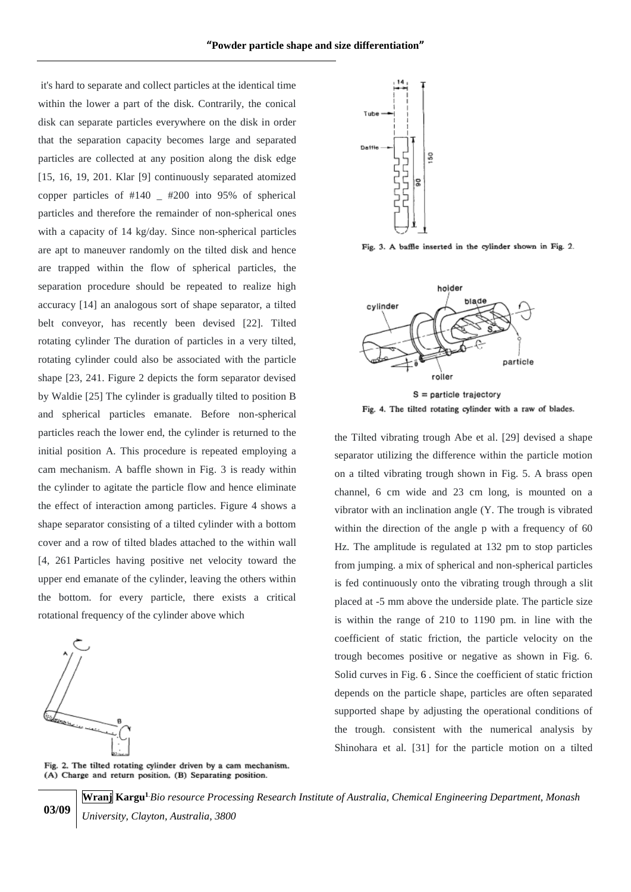it's hard to separate and collect particles at the identical time within the lower a part of the disk. Contrarily, the conical disk can separate particles everywhere on the disk in order that the separation capacity becomes large and separated particles are collected at any position along the disk edge [15, 16, 19, 201. Klar [9] continuously separated atomized copper particles of #140 _ #200 into 95% of spherical particles and therefore the remainder of non-spherical ones with a capacity of 14 kg/day. Since non-spherical particles are apt to maneuver randomly on the tilted disk and hence are trapped within the flow of spherical particles, the separation procedure should be repeated to realize high accuracy [14] an analogous sort of shape separator, a tilted belt conveyor, has recently been devised [22]. Tilted rotating cylinder The duration of particles in a very tilted, rotating cylinder could also be associated with the particle shape [23, 241. Figure 2 depicts the form separator devised by Waldie [25] The cylinder is gradually tilted to position B and spherical particles emanate. Before non-spherical particles reach the lower end, the cylinder is returned to the initial position A. This procedure is repeated employing a cam mechanism. A baffle shown in Fig. 3 is ready within the cylinder to agitate the particle flow and hence eliminate the effect of interaction among particles. Figure 4 shows a shape separator consisting of a tilted cylinder with a bottom cover and a row of tilted blades attached to the within wall [4, 261 Particles having positive net velocity toward the upper end emanate of the cylinder, leaving the others within the bottom. for every particle, there exists a critical rotational frequency of the cylinder above which

Fig. 2. The tilted rotating cylinder driven by a cam mechanism. (A) Charge and return position, (B) Separating position.

Fig. 3. A baffle inserted in the cylinder shown in Fig. 2.

Fig. 4. The tilted rotating cylinder with a raw of blades.

the Tilted vibrating trough Abe et al. [29] devised a shape separator utilizing the difference within the particle motion on a tilted vibrating trough shown in Fig. 5. A brass open channel, 6 cm wide and 23 cm long, is mounted on a vibrator with an inclination angle (Y. The trough is vibrated within the direction of the angle p with a frequency of 60 Hz. The amplitude is regulated at 132 pm to stop particles from jumping. a mix of spherical and non-spherical particles is fed continuously onto the vibrating trough through a slit placed at -5 mm above the underside plate. The particle size is within the range of 210 to 1190 pm. in line with the coefficient of static friction, the particle velocity on the trough becomes positive or negative as shown in Fig. 6. Solid curves in Fig. 6 . Since the coefficient of static friction depends on the particle shape, particles are often separated supported shape by adjusting the operational conditions of the trough. consistent with the numerical analysis by Shinohara et al. [31] for the particle motion on a tilted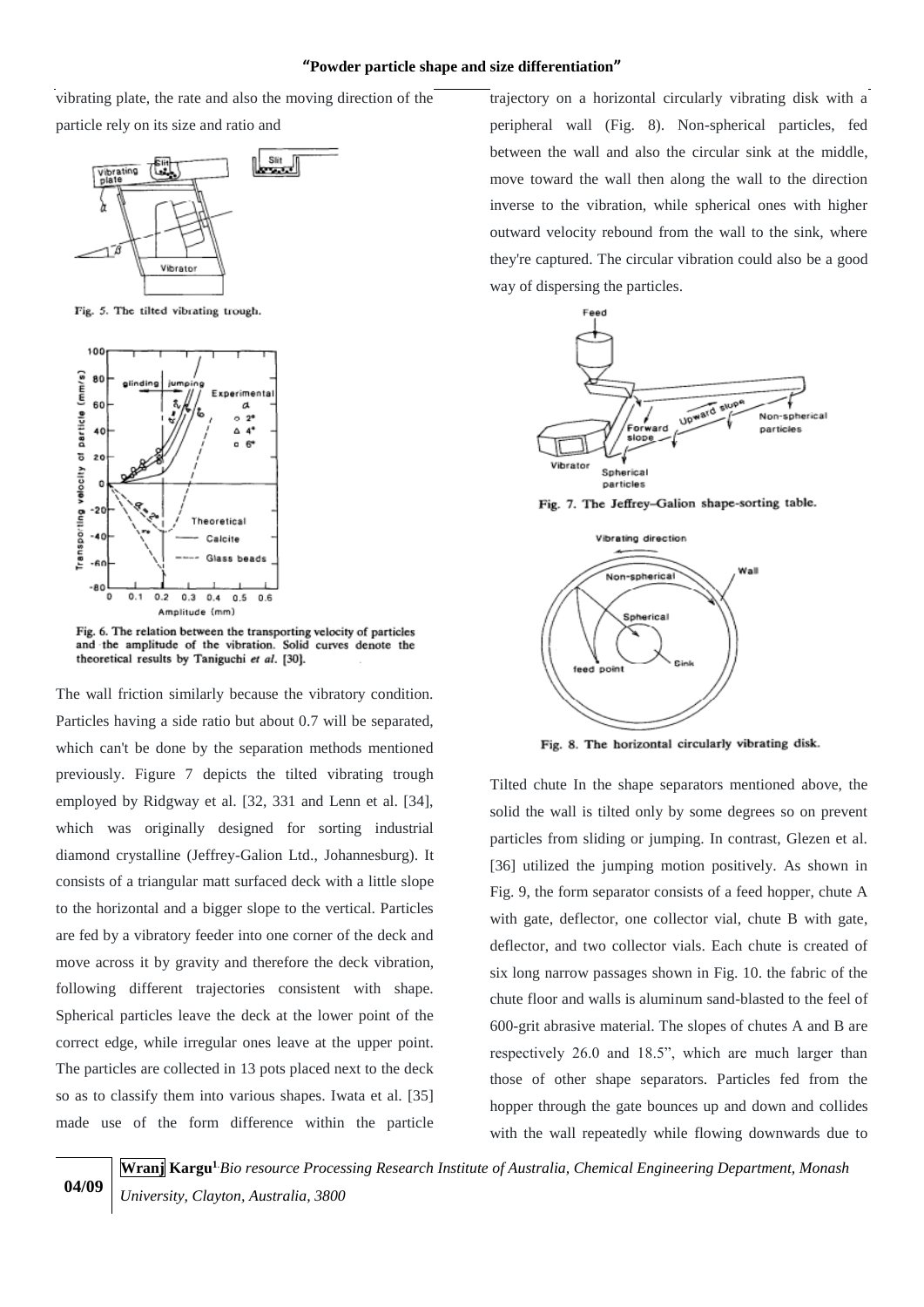vibrating plate, the rate and also the moving direction of the particle rely on its size and ratio and

Fig. 5. The tilted vibrating trough.

Fig. 6. The relation between the transporting velocity of particles and the amplitude of the vibration. Solid curves denote the theoretical results by Taniguchi *et al.* [30].

The wall friction similarly because the vibratory condition. Particles having a side ratio but about 0.7 will be separated, which can't be done by the separation methods mentioned previously. Figure 7 depicts the tilted vibrating trough employed by Ridgway et al. [32, 331 and Lenn et al. [34], which was originally designed for sorting industrial diamond crystalline (Jeffrey-Galion Ltd., Johannesburg). It consists of a triangular matt surfaced deck with a little slope to the horizontal and a bigger slope to the vertical. Particles are fed by a vibratory feeder into one corner of the deck and move across it by gravity and therefore the deck vibration, following different trajectories consistent with shape. Spherical particles leave the deck at the lower point of the correct edge, while irregular ones leave at the upper point. The particles are collected in 13 pots placed next to the deck so as to classify them into various shapes. Iwata et al. [35] made use of the form difference within the particle trajectory on a horizontal circularly vibrating disk with a peripheral wall (Fig. 8). Non-spherical particles, fed between the wall and also the circular sink at the middle, move toward the wall then along the wall to the direction inverse to the vibration, while spherical ones with higher outward velocity rebound from the wall to the sink, where they're captured. The circular vibration could also be a good way of dispersing the particles.

Fig. 7. The Jeffrey–Galion shape-sorting table.

Fig. 8. The horizontal circularly vibrating disk.

Tilted chute In the shape separators mentioned above, the solid the wall is tilted only by some degrees so on prevent particles from sliding or jumping. In contrast, Glezen et al. [36] utilized the jumping motion positively. As shown in Fig. 9, the form separator consists of a feed hopper, chute A with gate, deflector, one collector vial, chute B with gate, deflector, and two collector vials. Each chute is created of six long narrow passages shown in Fig. 10. the fabric of the chute floor and walls is aluminum sand-blasted to the feel of 600-grit abrasive material. The slopes of chutes A and B are respectively 26.0 and 18.5", which are much larger than those of other shape separators. Particles fed from the hopper through the gate bounces up and down and collides with the wall repeatedly while flowing downwards due to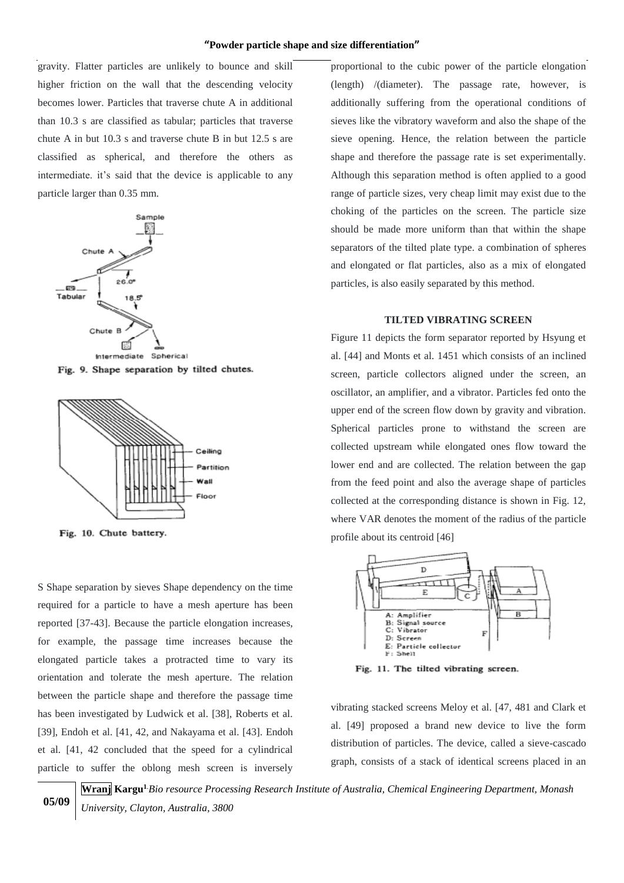gravity. Flatter particles are unlikely to bounce and skill higher friction on the wall that the descending velocity becomes lower. Particles that traverse chute A in additional than 10.3 s are classified as tabular; particles that traverse chute A in but 10.3 s and traverse chute B in but 12.5 s are classified as spherical, and therefore the others as intermediate. it's said that the device is applicable to any particle larger than 0.35 mm.

Fig. 9. Shape separation by tilted chutes.

Fig. 10. Chute battery.

S Shape separation by sieves Shape dependency on the time required for a particle to have a mesh aperture has been reported [37-43]. Because the particle elongation increases, for example, the passage time increases because the elongated particle takes a protracted time to vary its orientation and tolerate the mesh aperture. The relation between the particle shape and therefore the passage time has been investigated by Ludwick et al. [38], Roberts et al. [39], Endoh et al. [41, 42, and Nakayama et al. [43]. Endoh et al. [41, 42 concluded that the speed for a cylindrical particle to suffer the oblong mesh screen is inversely proportional to the cubic power of the particle elongation (length) /(diameter). The passage rate, however, is additionally suffering from the operational conditions of sieves like the vibratory waveform and also the shape of the sieve opening. Hence, the relation between the particle shape and therefore the passage rate is set experimentally. Although this separation method is often applied to a good range of particle sizes, very cheap limit may exist due to the choking of the particles on the screen. The particle size should be made more uniform than that within the shape separators of the tilted plate type. a combination of spheres and elongated or flat particles, also as a mix of elongated particles, is also easily separated by this method.

### TILTED VIBRATING SCREEN

Figure 11 depicts the form separator reported by Hsyung et al. [44] and Monts et al. 1451 which consists of an inclined screen, particle collectors aligned under the screen, an oscillator, an amplifier, and a vibrator. Particles fed onto the upper end of the screen flow down by gravity and vibration. Spherical particles prone to withstand the screen are collected upstream while elongated ones flow toward the lower end and are collected. The relation between the gap from the feed point and also the average shape of particles collected at the corresponding distance is shown in Fig. 12, where VAR denotes the moment of the radius of the particle profile about its centroid [46]

Fig. 11. The tilted vibrating screen.

vibrating stacked screens Meloy et al. [47, 481 and Clark et al. [49] proposed a brand new device to live the form distribution of particles. The device, called a sieve-cascado graph, consists of a stack of identical screens placed in an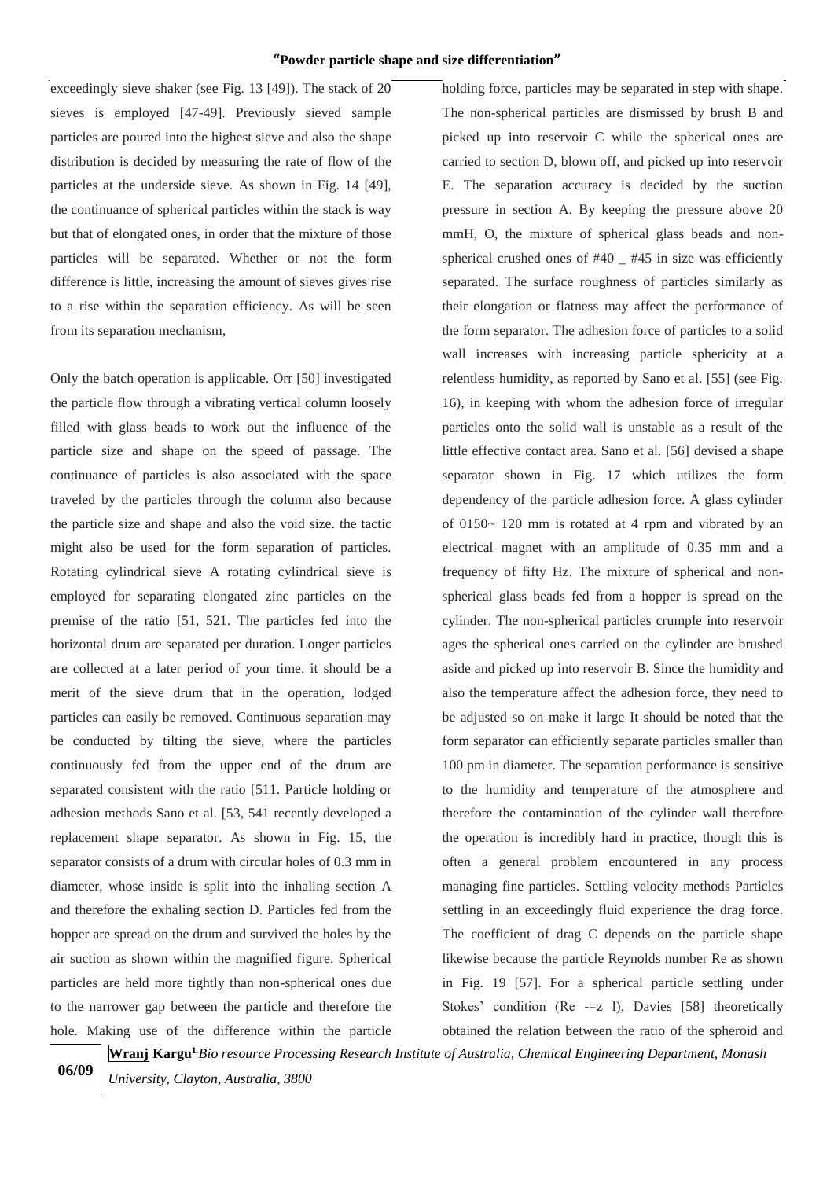exceedingly sieve shaker (see Fig. 13 [49]). The stack of 20 sieves is employed [47-49]. Previously sieved sample particles are poured into the highest sieve and also the shape distribution is decided by measuring the rate of flow of the particles at the underside sieve. As shown in Fig. 14 [49], the continuance of spherical particles within the stack is way but that of elongated ones, in order that the mixture of those particles will be separated. Whether or not the form difference is little, increasing the amount of sieves gives rise to a rise within the separation efficiency. As will be seen from its separation mechanism,

Only the batch operation is applicable. Orr [50] investigated the particle flow through a vibrating vertical column loosely filled with glass beads to work out the influence of the particle size and shape on the speed of passage. The continuance of particles is also associated with the space traveled by the particles through the column also because the particle size and shape and also the void size. the tactic might also be used for the form separation of particles. Rotating cylindrical sieve A rotating cylindrical sieve is employed for separating elongated zinc particles on the premise of the ratio [51, 521. The particles fed into the horizontal drum are separated per duration. Longer particles are collected at a later period of your time. it should be a merit of the sieve drum that in the operation, lodged particles can easily be removed. Continuous separation may be conducted by tilting the sieve, where the particles continuously fed from the upper end of the drum are separated consistent with the ratio [511. Particle holding or adhesion methods Sano et al. [53, 541 recently developed a replacement shape separator. As shown in Fig. 15, the separator consists of a drum with circular holes of 0.3 mm in diameter, whose inside is split into the inhaling section A and therefore the exhaling section D. Particles fed from the hopper are spread on the drum and survived the holes by the air suction as shown within the magnified figure. Spherical particles are held more tightly than non-spherical ones due to the narrower gap between the particle and therefore the hole. Making use of the difference within the particle holding force, particles may be separated in step with shape. The non-spherical particles are dismissed by brush B and picked up into reservoir C while the spherical ones are carried to section D, blown off, and picked up into reservoir E. The separation accuracy is decided by the suction pressure in section A. By keeping the pressure above 20 mmH, O, the mixture of spherical glass beads and non-spherical crushed ones of #40 _ #45 in size was efficiently separated. The surface roughness of particles similarly as their elongation or flatness may affect the performance of the form separator. The adhesion force of particles to a solid wall increases with increasing particle sphericity at a relentless humidity, as reported by Sano et al. [55] (see Fig. 16), in keeping with whom the adhesion force of irregular particles onto the solid wall is unstable as a result of the little effective contact area. Sano et al. [56] devised a shape separator shown in Fig. 17 which utilizes the form dependency of the particle adhesion force. A glass cylinder of 0150~ 120 mm is rotated at 4 rpm and vibrated by an electrical magnet with an amplitude of 0.35 mm and a frequency of fifty Hz. The mixture of spherical and non-spherical glass beads fed from a hopper is spread on the cylinder. The non-spherical particles crumple into reservoir ages the spherical ones carried on the cylinder are brushed aside and picked up into reservoir B. Since the humidity and also the temperature affect the adhesion force, they need to be adjusted so on make it large It should be noted that the form separator can efficiently separate particles smaller than 100 pm in diameter. The separation performance is sensitive to the humidity and temperature of the atmosphere and therefore the contamination of the cylinder wall therefore the operation is incredibly hard in practice, though this is often a general problem encountered in any process managing fine particles. Settling velocity methods Particles settling in an exceedingly fluid experience the drag force. The coefficient of drag C depends on the particle shape likewise because the particle Reynolds number Re as shown in Fig. 19 [57]. For a spherical particle settling under Stokes' condition (Re -=z l), Davies [58] theoretically obtained the relation between the ratio of the spheroid and

**Wranj Kargu**[1] *Bio resource Processing Research Institute of Australia, Chemical Engineering Department, Monash University, Clayton, Australia, 3800*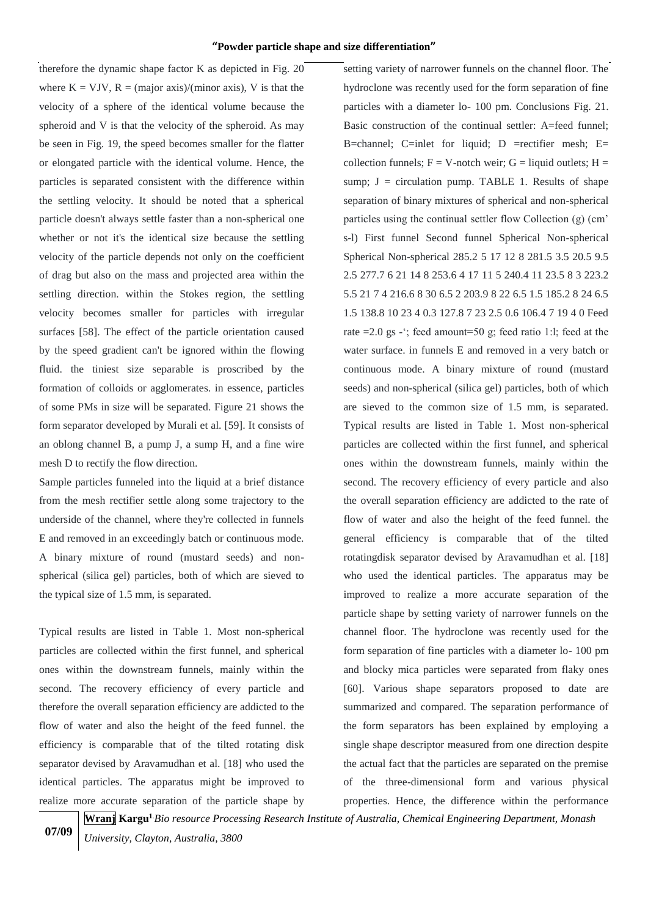therefore the dynamic shape factor K as depicted in Fig. 20 where K = VJV, R = (major axis)/(minor axis), V is that the velocity of a sphere of the identical volume because the spheroid and V is that the velocity of the spheroid. As may be seen in Fig. 19, the speed becomes smaller for the flatter or elongated particle with the identical volume. Hence, the particles is separated consistent with the difference within the settling velocity. It should be noted that a spherical particle doesn't always settle faster than a non-spherical one whether or not it's the identical size because the settling velocity of the particle depends not only on the coefficient of drag but also on the mass and projected area within the settling direction. within the Stokes region, the settling velocity becomes smaller for particles with irregular surfaces [58]. The effect of the particle orientation caused by the speed gradient can't be ignored within the flowing fluid. the tiniest size separable is proscribed by the formation of colloids or agglomerates. in essence, particles of some PMs in size will be separated. Figure 21 shows the form separator developed by Murali et al. [59]. It consists of an oblong channel B, a pump J, a sump H, and a fine wire mesh D to rectify the flow direction.

Sample particles funneled into the liquid at a brief distance from the mesh rectifier settle along some trajectory to the underside of the channel, where they're collected in funnels E and removed in an exceedingly batch or continuous mode. A binary mixture of round (mustard seeds) and non-spherical (silica gel) particles, both of which are sieved to the typical size of 1.5 mm, is separated.

Typical results are listed in Table 1. Most non-spherical particles are collected within the first funnel, and spherical ones within the downstream funnels, mainly within the second. The recovery efficiency of every particle and therefore the overall separation efficiency are addicted to the flow of water and also the height of the feed funnel. the efficiency is comparable that of the tilted rotating disk separator devised by Aravamudhan et al. [18] who used the identical particles. The apparatus might be improved to realize more accurate separation of the particle shape by setting variety of narrower funnels on the channel floor. The hydroclone was recently used for the form separation of fine particles with a diameter lo- 100 pm. Conclusions Fig. 21. Basic construction of the continual settler: A=feed funnel; B=channel; C=inlet for liquid; D =rectifier mesh; E= collection funnels; F = V-notch weir; G = liquid outlets; H = sump; J = circulation pump. TABLE 1. Results of shape separation of binary mixtures of spherical and non-spherical particles using the continual settler flow Collection (g) (cm' s-l) First funnel Second funnel Spherical Non-spherical Spherical Non-spherical 285.2 5 17 12 8 281.5 3.5 20.5 9.5 2.5 277.7 6 21 14 8 253.6 4 17 11 5 240.4 11 23.5 8 3 223.2 5.5 21 7 4 216.6 8 30 6.5 2 203.9 8 22 6.5 1.5 185.2 8 24 6.5 1.5 138.8 10 23 4 0.3 127.8 7 23 2.5 0.6 106.4 7 19 4 0 Feed rate =2.0 gs -'; feed amount=50 g; feed ratio 1:l; feed at the water surface. in funnels E and removed in a very batch or continuous mode. A binary mixture of round (mustard seeds) and non-spherical (silica gel) particles, both of which are sieved to the common size of 1.5 mm, is separated. Typical results are listed in Table 1. Most non-spherical particles are collected within the first funnel, and spherical ones within the downstream funnels, mainly within the second. The recovery efficiency of every particle and also the overall separation efficiency are addicted to the rate of flow of water and also the height of the feed funnel. the general efficiency is comparable that of the tilted rotatingdisk separator devised by Aravamudhan et al. [18] who used the identical particles. The apparatus may be improved to realize a more accurate separation of the particle shape by setting variety of narrower funnels on the channel floor. The hydroclone was recently used for the form separation of fine particles with a diameter lo- 100 pm and blocky mica particles were separated from flaky ones [60]. Various shape separators proposed to date are summarized and compared. The separation performance of the form separators has been explained by employing a single shape descriptor measured from one direction despite the actual fact that the particles are separated on the premise of the three-dimensional form and various physical properties. Hence, the difference within the performance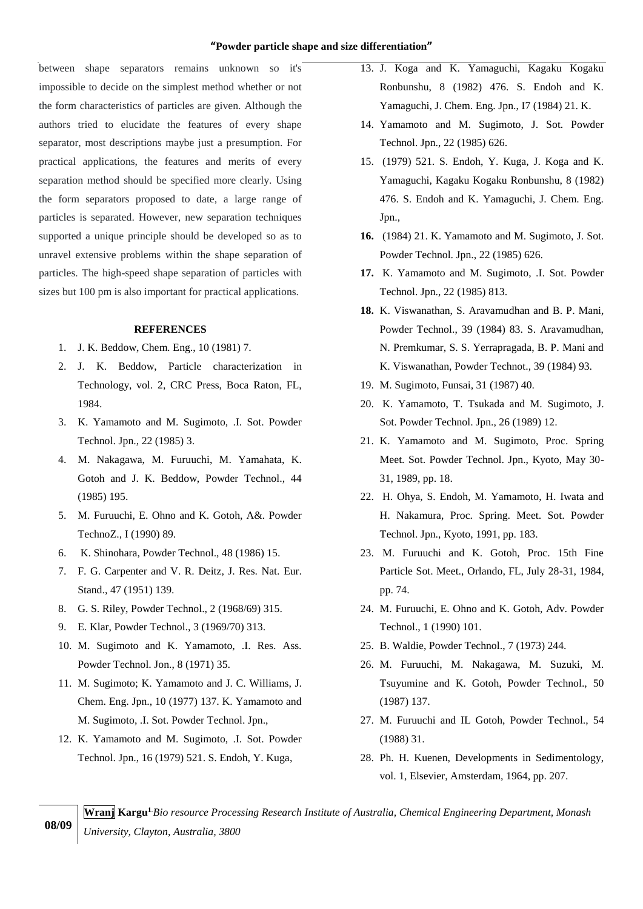between shape separators remains unknown so it's impossible to decide on the simplest method whether or not the form characteristics of particles are given. Although the authors tried to elucidate the features of every shape separator, most descriptions maybe just a presumption. For practical applications, the features and merits of every separation method should be specified more clearly. Using the form separators proposed to date, a large range of particles is separated. However, new separation techniques supported a unique principle should be developed so as to unravel extensive problems within the shape separation of particles. The high-speed shape separation of particles with sizes but 100 pm is also important for practical applications.

## REFERENCES

1. J. K. Beddow, Chem. Eng., 10 (1981) 7.
2. J. K. Beddow, Particle characterization in Technology, vol. 2, CRC Press, Boca Raton, FL, 1984.
3. K. Yamamoto and M. Sugimoto, .I. Sot. Powder Technol. Jpn., 22 (1985) 3.
4. M. Nakagawa, M. Furuuchi, M. Yamahata, K. Gotoh and J. K. Beddow, Powder Technol., 44 (1985) 195.
5. M. Furuuchi, E. Ohno and K. Gotoh, A&. Powder TechnoZ., I (1990) 89.
6. K. Shinohara, Powder Technol., 48 (1986) 15.
7. F. G. Carpenter and V. R. Deitz, J. Res. Nat. Eur. Stand., 47 (1951) 139.
8. G. S. Riley, Powder Technol., 2 (1968/69) 315.
9. E. Klar, Powder Technol., 3 (1969/70) 313.
10. M. Sugimoto and K. Yamamoto, .I. Res. Ass. Powder Technol. Jon., 8 (1971) 35.
11. M. Sugimoto; K. Yamamoto and J. C. Williams, J. Chem. Eng. Jpn., 10 (1977) 137. K. Yamamoto and M. Sugimoto, .I. Sot. Powder Technol. Jpn.,
12. K. Yamamoto and M. Sugimoto, .I. Sot. Powder Technol. Jpn., 16 (1979) 521. S. Endoh, Y. Kuga,
13. J. Koga and K. Yamaguchi, Kagaku Kogaku Ronbunshu, 8 (1982) 476. S. Endoh and K. Yamaguchi, J. Chem. Eng. Jpn., I7 (1984) 21. K.
14. Yamamoto and M. Sugimoto, J. Sot. Powder Technol. Jpn., 22 (1985) 626.
15. (1979) 521. S. Endoh, Y. Kuga, J. Koga and K. Yamaguchi, Kagaku Kogaku Ronbunshu, 8 (1982) 476. S. Endoh and K. Yamaguchi, J. Chem. Eng. Jpn.,
16. (1984) 21. K. Yamamoto and M. Sugimoto, J. Sot. Powder Technol. Jpn., 22 (1985) 626.
17. K. Yamamoto and M. Sugimoto, .I. Sot. Powder Technol. Jpn., 22 (1985) 813.
18. K. Viswanathan, S. Aravamudhan and B. P. Mani, Powder Technol., 39 (1984) 83. S. Aravamudhan, N. Premkumar, S. S. Yerrapragada, B. P. Mani and K. Viswanathan, Powder Technot., 39 (1984) 93.
19. M. Sugimoto, Funsai, 31 (1987) 40.
20. K. Yamamoto, T. Tsukada and M. Sugimoto, J. Sot. Powder Technol. Jpn., 26 (1989) 12.
21. K. Yamamoto and M. Sugimoto, Proc. Spring Meet. Sot. Powder Technol. Jpn., Kyoto, May 30-31, 1989, pp. 18.
22. H. Ohya, S. Endoh, M. Yamamoto, H. Iwata and H. Nakamura, Proc. Spring. Meet. Sot. Powder Technol. Jpn., Kyoto, 1991, pp. 183.
23. M. Furuuchi and K. Gotoh, Proc. 15th Fine Particle Sot. Meet., Orlando, FL, July 28-31, 1984, pp. 74.
24. M. Furuuchi, E. Ohno and K. Gotoh, Adv. Powder Technol., 1 (1990) 101.
25. B. Waldie, Powder Technol., 7 (1973) 244.
26. M. Furuuchi, M. Nakagawa, M. Suzuki, M. Tsuyumine and K. Gotoh, Powder Technol., 50 (1987) 137.
27. M. Furuuchi and IL Gotoh, Powder Technol., 54 (1988) 31.
28. Ph. H. Kuenen, Developments in Sedimentology, vol. 1, Elsevier, Amsterdam, 1964, pp. 207.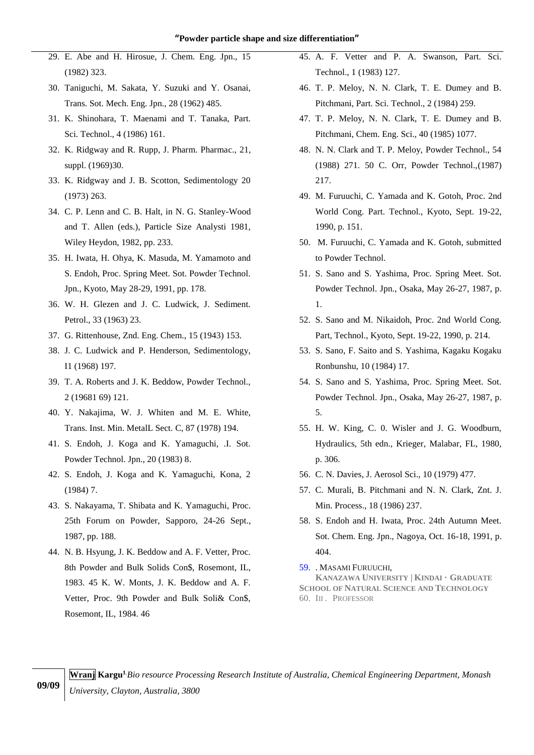29. E. Abe and H. Hirosue, J. Chem. Eng. Jpn., 15 (1982) 323.
30. Taniguchi, M. Sakata, Y. Suzuki and Y. Osanai, Trans. Sot. Mech. Eng. Jpn., 28 (1962) 485.
31. K. Shinohara, T. Maenami and T. Tanaka, Part. Sci. Technol., 4 (1986) 161.
32. K. Ridgway and R. Rupp, J. Pharm. Pharmac., 21, suppl. (1969)30.
33. K. Ridgway and J. B. Scotton, Sedimentology 20 (1973) 263.
34. C. P. Lenn and C. B. Halt, in N. G. Stanley-Wood and T. Allen (eds.), Particle Size Analysti 1981, Wiley Heydon, 1982, pp. 233.
35. H. Iwata, H. Ohya, K. Masuda, M. Yamamoto and S. Endoh, Proc. Spring Meet. Sot. Powder Technol. Jpn., Kyoto, May 28-29, 1991, pp. 178.
36. W. H. Glezen and J. C. Ludwick, J. Sediment. Petrol., 33 (1963) 23.
37. G. Rittenhouse, Znd. Eng. Chem., 15 (1943) 153.
38. J. C. Ludwick and P. Henderson, Sedimentology, I1 (1968) 197.
39. T. A. Roberts and J. K. Beddow, Powder Technol., 2 (19681 69) 121.
40. Y. Nakajima, W. J. Whiten and M. E. White, Trans. Inst. Min. MetalL Sect. C, 87 (1978) 194.
41. S. Endoh, J. Koga and K. Yamaguchi, .I. Sot. Powder Technol. Jpn., 20 (1983) 8.
42. S. Endoh, J. Koga and K. Yamaguchi, Kona, 2 (1984) 7.
43. S. Nakayama, T. Shibata and K. Yamaguchi, Proc. 25th Forum on Powder, Sapporo, 24-26 Sept., 1987, pp. 188.
44. N. B. Hsyung, J. K. Beddow and A. F. Vetter, Proc. 8th Powder and Bulk Solids Con$, Rosemont, IL, 1983. 45 K. W. Monts, J. K. Beddow and A. F. Vetter, Proc. 9th Powder and Bulk Soli& Con$, Rosemont, IL, 1984. 46
45. A. F. Vetter and P. A. Swanson, Part. Sci. Technol., 1 (1983) 127.
46. T. P. Meloy, N. N. Clark, T. E. Dumey and B. Pitchmani, Part. Sci. Technol., 2 (1984) 259.
47. T. P. Meloy, N. N. Clark, T. E. Dumey and B. Pitchmani, Chem. Eng. Sci., 40 (1985) 1077.
48. N. N. Clark and T. P. Meloy, Powder Technol., 54 (1988) 271. 50 C. Orr, Powder Technol.,(1987) 217.
49. M. Furuuchi, C. Yamada and K. Gotoh, Proc. 2nd World Cong. Part. Technol., Kyoto, Sept. 19-22, 1990, p. 151.
50. M. Furuuchi, C. Yamada and K. Gotoh, submitted to Powder Technol.
51. S. Sano and S. Yashima, Proc. Spring Meet. Sot. Powder Technol. Jpn., Osaka, May 26-27, 1987, p. 1.
52. S. Sano and M. Nikaidoh, Proc. 2nd World Cong. Part, Technol., Kyoto, Sept. 19-22, 1990, p. 214.
53. S. Sano, F. Saito and S. Yashima, Kagaku Kogaku Ronbunshu, 10 (1984) 17.
54. S. Sano and S. Yashima, Proc. Spring Meet. Sot. Powder Technol. Jpn., Osaka, May 26-27, 1987, p. 5.
55. H. W. King, C. 0. Wisler and J. G. Woodburn, Hydraulics, 5th edn., Krieger, Malabar, FL, 1980, p. 306.
56. C. N. Davies, J. Aerosol Sci., 10 (1979) 477.
57. C. Murali, B. Pitchmani and N. N. Clark, Znt. J. Min. Process., 18 (1986) 237.
58. S. Endoh and H. Iwata, Proc. 24th Autumn Meet. Sot. Chem. Eng. Jpn., Nagoya, Oct. 16-18, 1991, p. 404.
59. . MASAMI FURUUCHI, KANAZAWA UNIVERSITY | KINDAI · GRADUATE SCHOOL OF NATURAL SCIENCE AND TECHNOLOGY
60. III . PROFESSOR

**Wranj Kargu**[1] *Bio resource Processing Research Institute of Australia, Chemical Engineering Department, Monash University, Clayton, Australia, 3800*